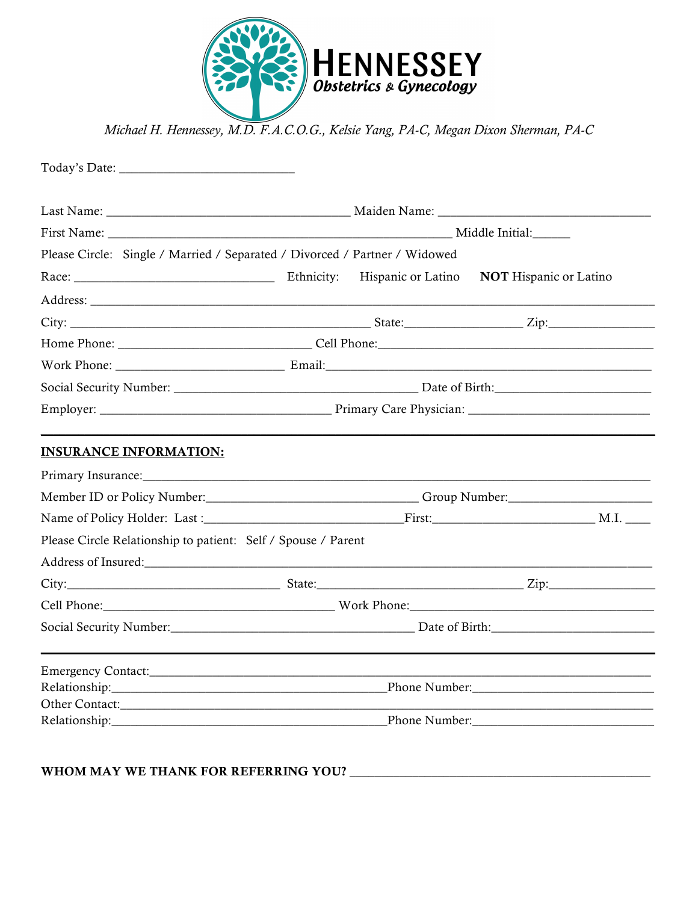# HENNESSEY
## Obstetrics & Gynecology

*Michael H. Hennessey, M.D. F.A.C.O.G., Kelsie Yang, PA-C, Megan Dixon Sherman, PA-C*

Today's Date: ___________________________

Last Name: _____________________________________ Maiden Name: _________________________________

First Name: _____________________________________________________ Middle Initial:______

Please Circle: Single / Married / Separated / Divorced / Partner / Widowed

Race: _______________________________ Ethnicity: Hispanic or Latino **NOT** Hispanic or Latino

Address: _____________________________________________________________________________________

City: _____________________________________________ State:__________________ Zip:________________

Home Phone: ______________________________ Cell Phone:___________________________________________

Work Phone: __________________________ Email:________________________________________________

Social Security Number: _____________________________________ Date of Birth:________________________

Employer: ____________________________________ Primary Care Physician: ___________________________

---

**INSURANCE INFORMATION:**

Primary Insurance:_________________________________________________________________________

Member ID or Policy Number:_________________________________ Group Number:______________________

Name of Policy Holder: Last :_______________________________First:_________________________ M.I. ____

Please Circle Relationship to patient: Self / Spouse / Parent

Address of Insured:________________________________________________________________________

City:_________________________________ State:________________________________ Zip:________________

Cell Phone:____________________________________ Work Phone:______________________________________

Social Security Number:______________________________________ Date of Birth:_________________________

---

Emergency Contact:_________________________________________________________________________

Relationship:___________________________________________Phone Number:___________________________

Other Contact:_____________________________________________________________________________

Relationship:___________________________________________Phone Number:___________________________

**WHOM MAY WE THANK FOR REFERRING YOU?** ______________________________________________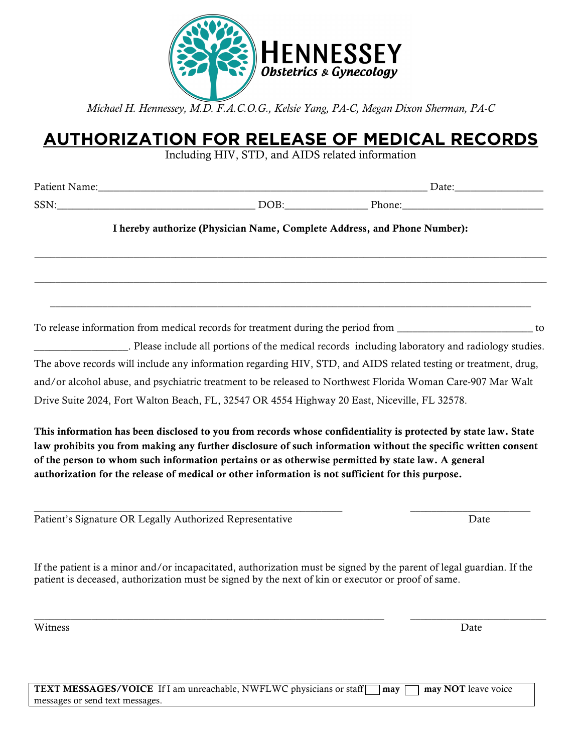**HENNESSEY**
*Obstetrics & Gynecology*

*Michael H. Hennessey, M.D. F.A.C.O.G., Kelsie Yang, PA-C, Megan Dixon Sherman, PA-C*

# AUTHORIZATION FOR RELEASE OF MEDICAL RECORDS

Including HIV, STD, and AIDS related information

Patient Name:_______________________________________________________________ Date:________________

SSN:_____________________________________ DOB:_______________ Phone:__________________________

**I hereby authorize (Physician Name, Complete Address, and Phone Number):**

_____________________________________________________________________________________________

_____________________________________________________________________________________________

_____________________________________________________________________________________________

To release information from medical records for treatment during the period from _________________________ to _________________. Please include all portions of the medical records including laboratory and radiology studies. The above records will include any information regarding HIV, STD, and AIDS related testing or treatment, drug, and/or alcohol abuse, and psychiatric treatment to be released to Northwest Florida Woman Care-907 Mar Walt Drive Suite 2024, Fort Walton Beach, FL, 32547 OR 4554 Highway 20 East, Niceville, FL 32578.

**This information has been disclosed to you from records whose confidentiality is protected by state law. State law prohibits you from making any further disclosure of such information without the specific written consent of the person to whom such information pertains or as otherwise permitted by state law. A general authorization for the release of medical or other information is not sufficient for this purpose.**

_______________________________________________________ ______________________

Patient's Signature OR Legally Authorized Representative Date

If the patient is a minor and/or incapacitated, authorization must be signed by the parent of legal guardian. If the patient is deceased, authorization must be signed by the next of kin or executor or proof of same.

_______________________________________________________________ _________________________

Witness Date

**TEXT MESSAGES/VOICE** If I am unreachable, NWFLWC physicians or staff ☐ **may** ☐ **may NOT** leave voice messages or send text messages.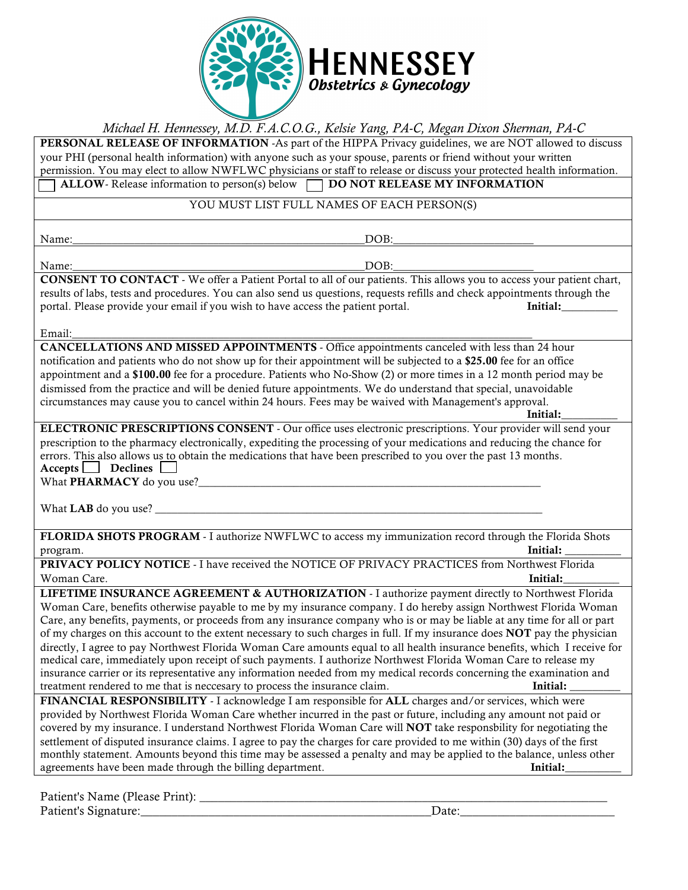# HENNESSEY
## Obstetrics & Gynecology

*Michael H. Hennessey, M.D. F.A.C.O.G., Kelsie Yang, PA-C, Megan Dixon Sherman, PA-C*

**PERSONAL RELEASE OF INFORMATION** -As part of the HIPPA Privacy guidelines, we are NOT allowed to discuss your PHI (personal health information) with anyone such as your spouse, parents or friend without your written permission. You may elect to allow NWFLWC physicians or staff to release or discuss your protected health information.

☐ **ALLOW**- Release information to person(s) below ☐ **DO NOT RELEASE MY INFORMATION**

YOU MUST LIST FULL NAMES OF EACH PERSON(S)

Name:_______________________________________________DOB:______________________

Name:_______________________________________________DOB:______________________

**CONSENT TO CONTACT** - We offer a Patient Portal to all of our patients. This allows you to access your patient chart, results of labs, tests and procedures. You can also send us questions, requests refills and check appointments through the portal. Please provide your email if you wish to have access the patient portal. **Initial:**__________

Email:______________________________________________________________________

**CANCELLATIONS AND MISSED APPOINTMENTS** - Office appointments canceled with less than 24 hour notification and patients who do not show up for their appointment will be subjected to a **$25.00** fee for an office appointment and a **$100.00** fee for a procedure. Patients who No-Show (2) or more times in a 12 month period may be dismissed from the practice and will be denied future appointments. We do understand that special, unavoidable circumstances may cause you to cancel within 24 hours. Fees may be waived with Management's approval. **Initial:**__________

**ELECTRONIC PRESCRIPTIONS CONSENT** - Our office uses electronic prescriptions. Your provider will send your prescription to the pharmacy electronically, expediting the processing of your medications and reducing the chance for errors. This also allows us to obtain the medications that have been prescribed to you over the past 13 months.

**Accepts** ☐ **Declines** ☐

What **PHARMACY** do you use?____________________________________________________________

What **LAB** do you use? ________________________________________________________________

**FLORIDA SHOTS PROGRAM** - I authorize NWFLWC to access my immunization record through the Florida Shots program. **Initial:** __________

**PRIVACY POLICY NOTICE** - I have received the NOTICE OF PRIVACY PRACTICES from Northwest Florida Woman Care. **Initial:**__________

**LIFETIME INSURANCE AGREEMENT & AUTHORIZATION** - I authorize payment directly to Northwest Florida Woman Care, benefits otherwise payable to me by my insurance company. I do hereby assign Northwest Florida Woman Care, any benefits, payments, or proceeds from any insurance company who is or may be liable at any time for all or part of my charges on this account to the extent necessary to such charges in full. If my insurance does **NOT** pay the physician directly, I agree to pay Northwest Florida Woman Care amounts equal to all health insurance benefits, which I receive for medical care, immediately upon receipt of such payments. I authorize Northwest Florida Woman Care to release my insurance carrier or its representative any information needed from my medical records concerning the examination and treatment rendered to me that is neccesary to process the insurance claim. **Initial:** __________

**FINANCIAL RESPONSIBILITY** - I acknowledge I am responsible for **ALL** charges and/or services, which were provided by Northwest Florida Woman Care whether incurred in the past or future, including any amount not paid or covered by my insurance. I understand Northwest Florida Woman Care will **NOT** take responsbility for negotiating the settlement of disputed insurance claims. I agree to pay the charges for care provided to me within (30) days of the first monthly statement. Amounts beyond this time may be assessed a penalty and may be applied to the balance, unless other agreements have been made through the billing department. **Initial:**__________

Patient's Name (Please Print): ______________________________________________________________

Patient's Signature:____________________________________________Date:______________________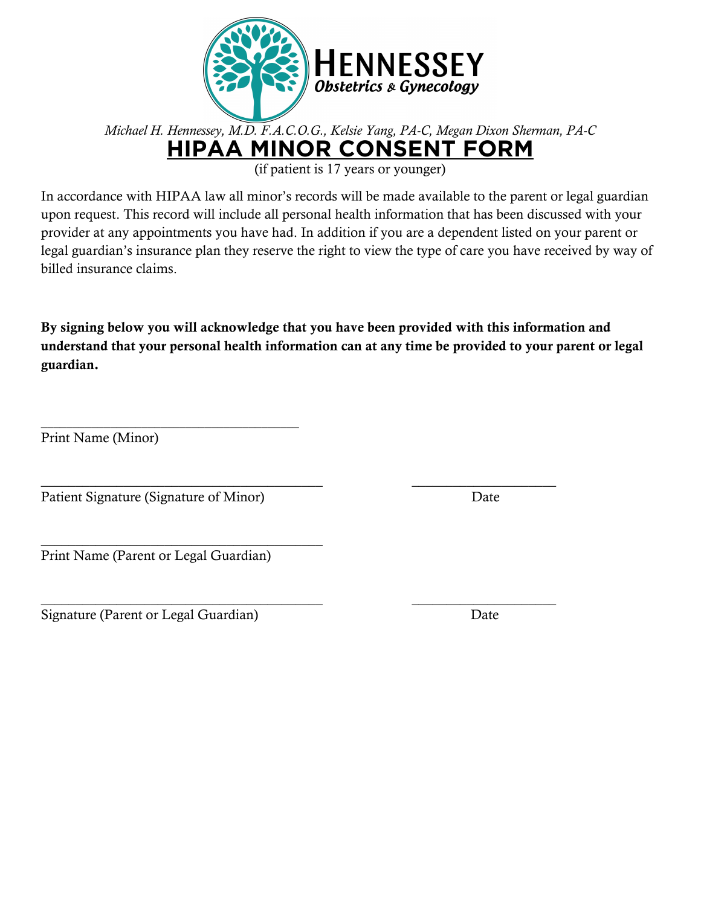**HENNESSEY**
*Obstetrics & Gynecology*

*Michael H. Hennessey, M.D. F.A.C.O.G., Kelsie Yang, PA-C, Megan Dixon Sherman, PA-C*

# HIPAA MINOR CONSENT FORM

(if patient is 17 years or younger)

In accordance with HIPAA law all minor's records will be made available to the parent or legal guardian upon request. This record will include all personal health information that has been discussed with your provider at any appointments you have had. In addition if you are a dependent listed on your parent or legal guardian's insurance plan they reserve the right to view the type of care you have received by way of billed insurance claims.

**By signing below you will acknowledge that you have been provided with this information and understand that your personal health information can at any time be provided to your parent or legal guardian.**

_______________________________
Print Name (Minor)

_______________________________ &nbsp;&nbsp;&nbsp;&nbsp; ____________________
Patient Signature (Signature of Minor) &nbsp;&nbsp;&nbsp;&nbsp; Date

_______________________________
Print Name (Parent or Legal Guardian)

_______________________________ &nbsp;&nbsp;&nbsp;&nbsp; ____________________
Signature (Parent or Legal Guardian) &nbsp;&nbsp;&nbsp;&nbsp; Date